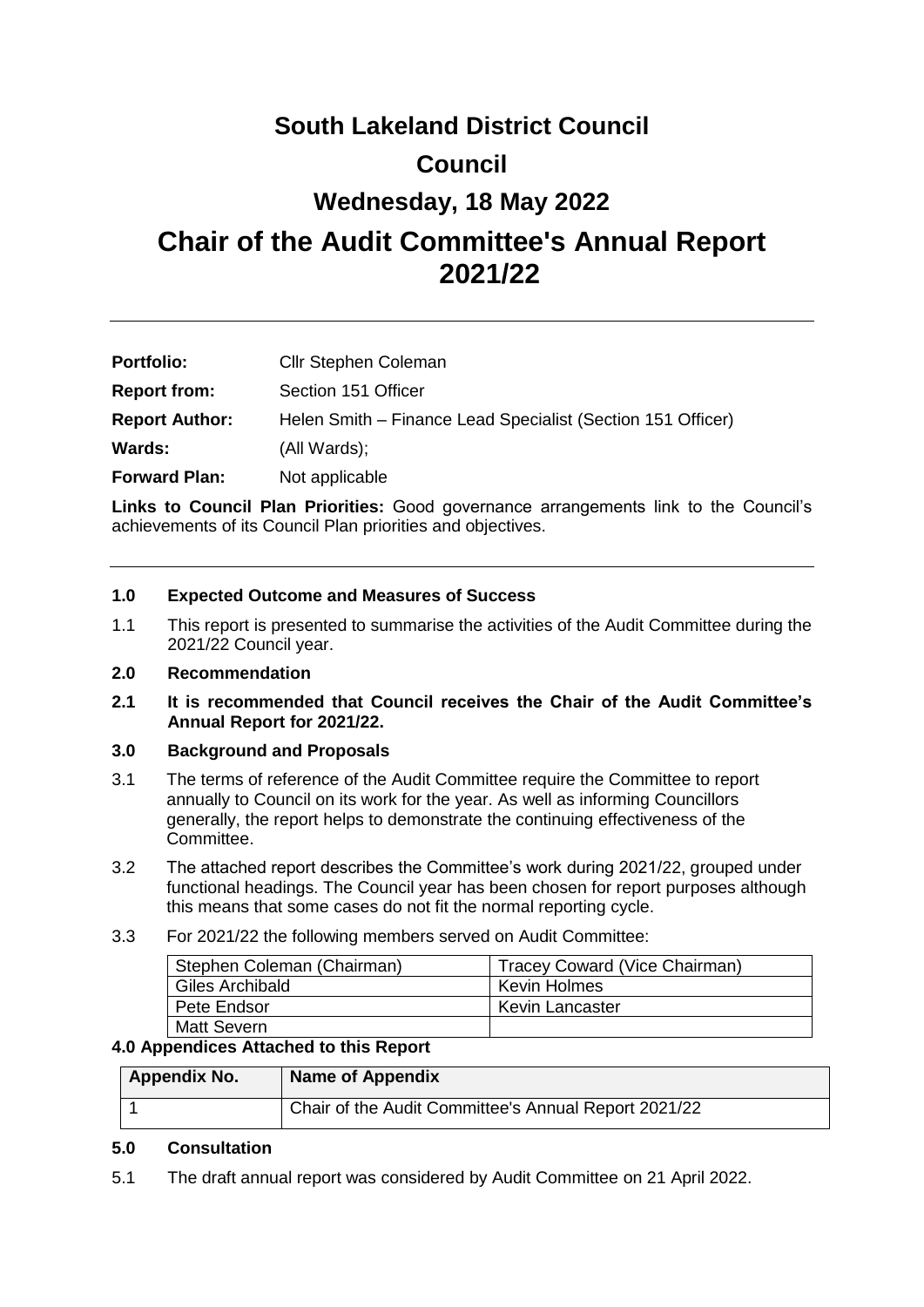# South Lakeland District Council

# Council

# Wednesday, 18 May 2022

# Chair of the Audit Committee's Annual Report 2021/22

---

**Portfolio:** Cllr Stephen Coleman

**Report from:** Section 151 Officer

**Report Author:** Helen Smith – Finance Lead Specialist (Section 151 Officer)

**Wards:** (All Wards);

**Forward Plan:** Not applicable

**Links to Council Plan Priorities:** Good governance arrangements link to the Council's achievements of its Council Plan priorities and objectives.

---

**1.0 Expected Outcome and Measures of Success**

1.1 This report is presented to summarise the activities of the Audit Committee during the 2021/22 Council year.

**2.0 Recommendation**

**2.1 It is recommended that Council receives the Chair of the Audit Committee's Annual Report for 2021/22.**

**3.0 Background and Proposals**

3.1 The terms of reference of the Audit Committee require the Committee to report annually to Council on its work for the year. As well as informing Councillors generally, the report helps to demonstrate the continuing effectiveness of the Committee.

3.2 The attached report describes the Committee's work during 2021/22, grouped under functional headings. The Council year has been chosen for report purposes although this means that some cases do not fit the normal reporting cycle.

3.3 For 2021/22 the following members served on Audit Committee:

| Stephen Coleman (Chairman) | Tracey Coward (Vice Chairman) |
|---|---|
| Giles Archibald | Kevin Holmes |
| Pete Endsor | Kevin Lancaster |
| Matt Severn | |

**4.0 Appendices Attached to this Report**

| Appendix No. | Name of Appendix |
|---|---|
| 1 | Chair of the Audit Committee's Annual Report 2021/22 |

**5.0 Consultation**

5.1 The draft annual report was considered by Audit Committee on 21 April 2022.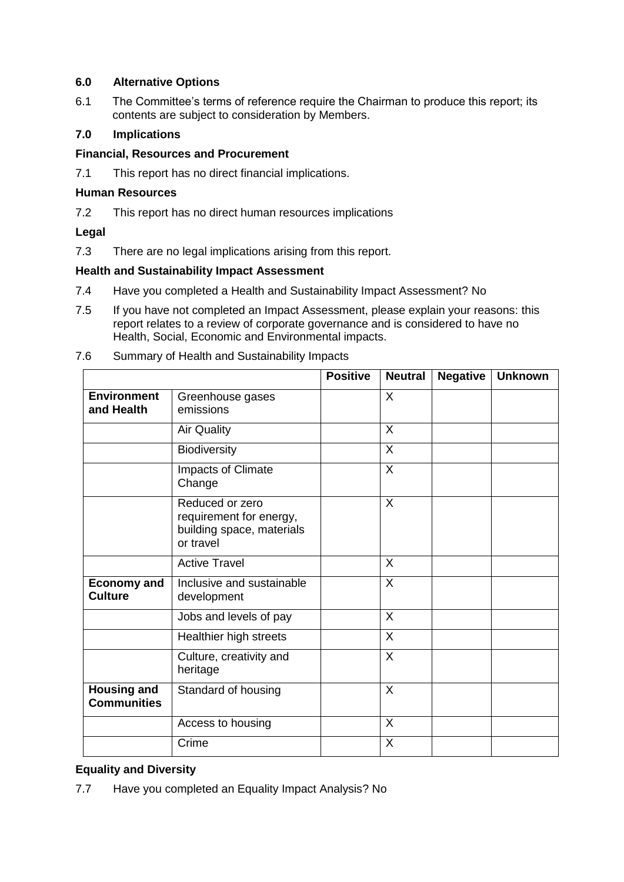**6.0 Alternative Options**

6.1 The Committee's terms of reference require the Chairman to produce this report; its contents are subject to consideration by Members.

**7.0 Implications**

**Financial, Resources and Procurement**

7.1 This report has no direct financial implications.

**Human Resources**

7.2 This report has no direct human resources implications

**Legal**

7.3 There are no legal implications arising from this report.

**Health and Sustainability Impact Assessment**

7.4 Have you completed a Health and Sustainability Impact Assessment? No

7.5 If you have not completed an Impact Assessment, please explain your reasons: this report relates to a review of corporate governance and is considered to have no Health, Social, Economic and Environmental impacts.

7.6 Summary of Health and Sustainability Impacts

| | | Positive | Neutral | Negative | Unknown |
|---|---|---|---|---|---|
| **Environment and Health** | Greenhouse gases emissions | | X | | |
| | Air Quality | | X | | |
| | Biodiversity | | X | | |
| | Impacts of Climate Change | | X | | |
| | Reduced or zero requirement for energy, building space, materials or travel | | X | | |
| | Active Travel | | X | | |
| **Economy and Culture** | Inclusive and sustainable development | | X | | |
| | Jobs and levels of pay | | X | | |
| | Healthier high streets | | X | | |
| | Culture, creativity and heritage | | X | | |
| **Housing and Communities** | Standard of housing | | X | | |
| | Access to housing | | X | | |
| | Crime | | X | | |

**Equality and Diversity**

7.7 Have you completed an Equality Impact Analysis? No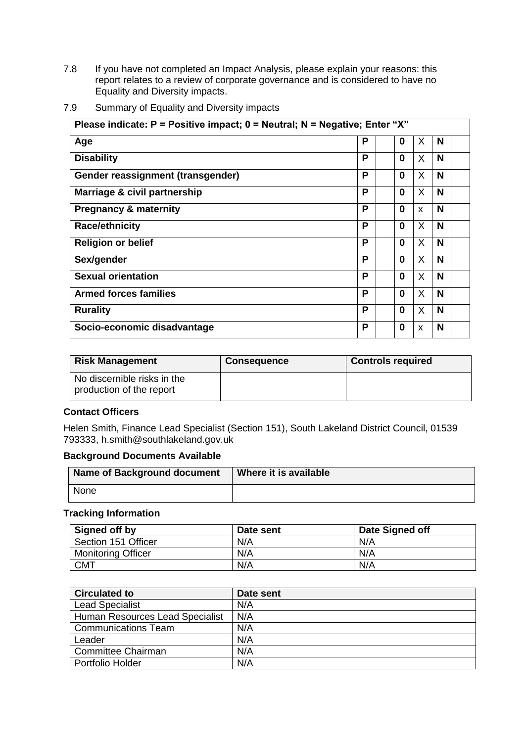7.8 If you have not completed an Impact Analysis, please explain your reasons: this report relates to a review of corporate governance and is considered to have no Equality and Diversity impacts.

7.9 Summary of Equality and Diversity impacts

| Please indicate: P = Positive impact; 0 = Neutral; N = Negative; Enter "X" | | | | | | |
|---|---|---|---|---|---|---|
| **Age** | **P** | | **0** | X | **N** | |
| **Disability** | **P** | | **0** | X | **N** | |
| **Gender reassignment (transgender)** | **P** | | **0** | X | **N** | |
| **Marriage & civil partnership** | **P** | | **0** | X | **N** | |
| **Pregnancy & maternity** | **P** | | **0** | x | **N** | |
| **Race/ethnicity** | **P** | | **0** | X | **N** | |
| **Religion or belief** | **P** | | **0** | X | **N** | |
| **Sex/gender** | **P** | | **0** | X | **N** | |
| **Sexual orientation** | **P** | | **0** | X | **N** | |
| **Armed forces families** | **P** | | **0** | X | **N** | |
| **Rurality** | **P** | | **0** | X | **N** | |
| **Socio-economic disadvantage** | **P** | | **0** | x | **N** | |

| Risk Management | Consequence | Controls required |
|---|---|---|
| No discernible risks in the production of the report | | |

**Contact Officers**

Helen Smith, Finance Lead Specialist (Section 151), South Lakeland District Council, 01539 793333, h.smith@southlakeland.gov.uk

**Background Documents Available**

| Name of Background document | Where it is available |
|---|---|
| None | |

**Tracking Information**

| Signed off by | Date sent | Date Signed off |
|---|---|---|
| Section 151 Officer | N/A | N/A |
| Monitoring Officer | N/A | N/A |
| CMT | N/A | N/A |

| Circulated to | Date sent |
|---|---|
| Lead Specialist | N/A |
| Human Resources Lead Specialist | N/A |
| Communications Team | N/A |
| Leader | N/A |
| Committee Chairman | N/A |
| Portfolio Holder | N/A |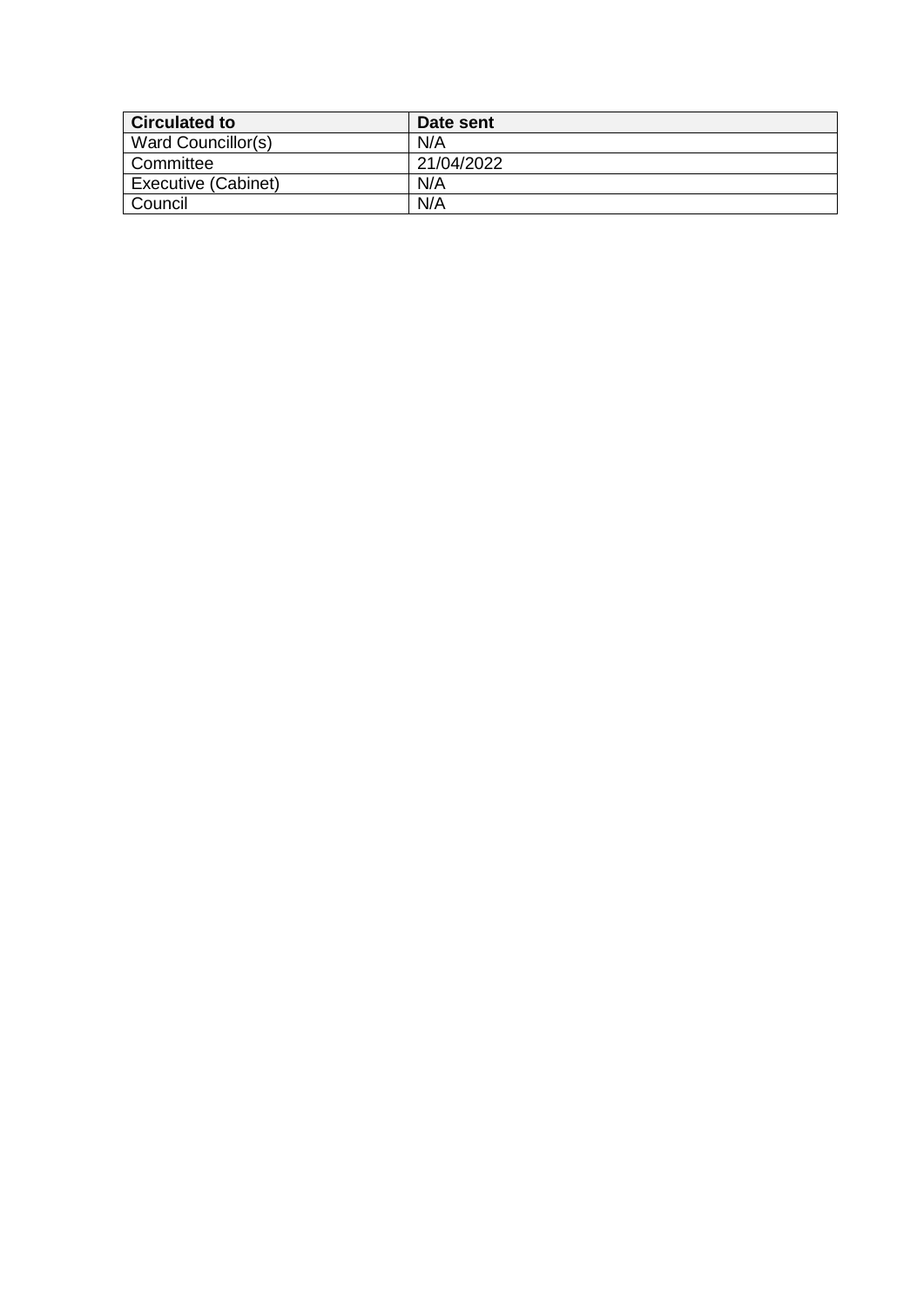| **Circulated to** | **Date sent** |
|---|---|
| Ward Councillor(s) | N/A |
| Committee | 21/04/2022 |
| Executive (Cabinet) | N/A |
| Council | N/A |